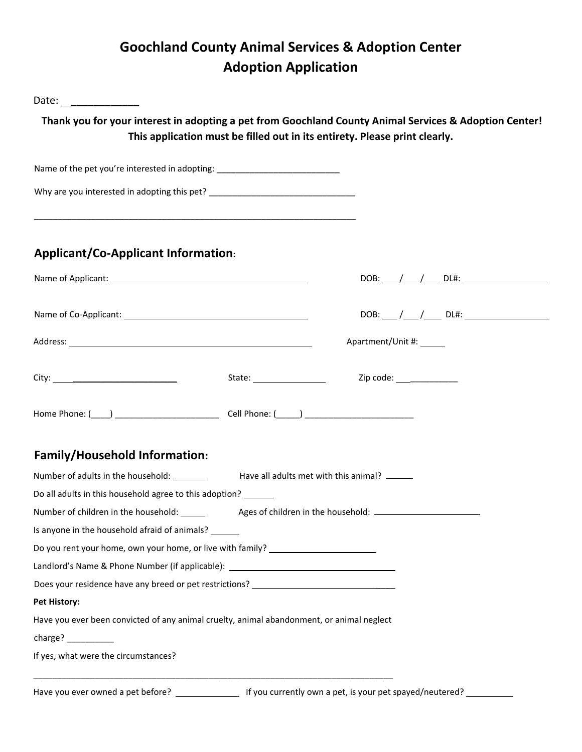# Goochland County Animal Services & Adoption Center
# Adoption Application

Date: ____________

**Thank you for your interest in adopting a pet from Goochland County Animal Services & Adoption Center! This application must be filled out in its entirety. Please print clearly.**

Name of the pet you're interested in adopting: _________________________

Why are you interested in adopting this pet? ______________________________

_____________________________________________________________________

## Applicant/Co-Applicant Information:

Name of Applicant: ________________________________________ DOB: ___/___/___ DL#: __________________

Name of Co-Applicant: ________________________________________ DOB: ___/___/___ DL#: __________________

Address: ______________________________________________ Apartment/Unit #: _____

City: ______________________ State: _______________ Zip code: ___________

Home Phone: (____) ______________________ Cell Phone: (_____) _______________________

## Family/Household Information:

Number of adults in the household: _______ Have all adults met with this animal? ______

Do all adults in this household agree to this adoption? _______

Number of children in the household: _____ Ages of children in the household: ______________________

Is anyone in the household afraid of animals? ______

Do you rent your home, own your home, or live with family? ______________________

Landlord's Name & Phone Number (if applicable): _______________________________

Does your residence have any breed or pet restrictions? ____________________________

**Pet History:**

Have you ever been convicted of any animal cruelty, animal abandonment, or animal neglect charge? __________

If yes, what were the circumstances?

_____________________________________________________________________________

Have you ever owned a pet before? _____________ If you currently own a pet, is your pet spayed/neutered? __________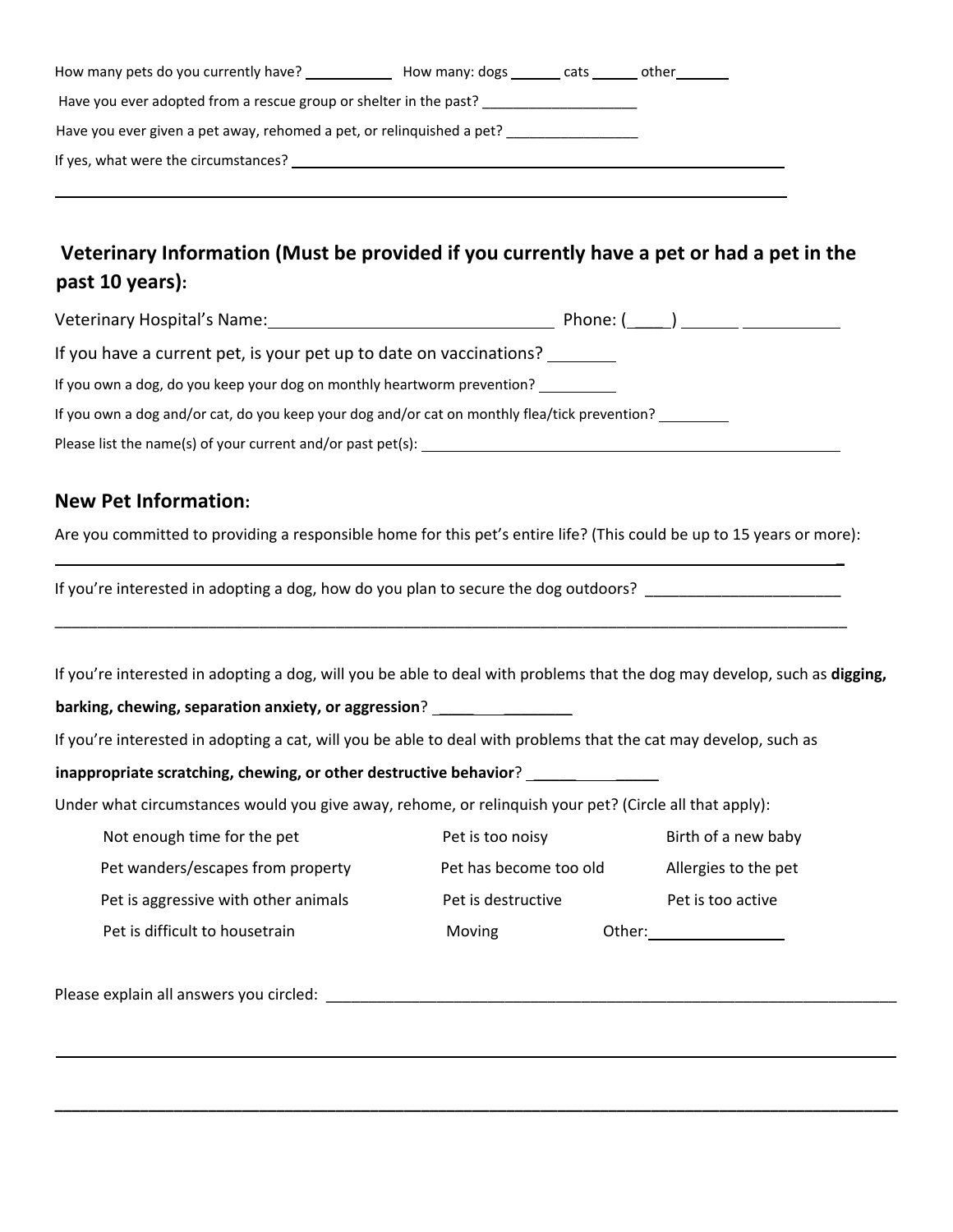How many pets do you currently have? ___________ How many: dogs ______ cats ______ other_______

Have you ever adopted from a rescue group or shelter in the past? ____________________

Have you ever given a pet away, rehomed a pet, or relinquished a pet? _________________

If yes, what were the circumstances? ___________________________________________________________

_____________________________________________________________________________________

## Veterinary Information (Must be provided if you currently have a pet or had a pet in the past 10 years):

Veterinary Hospital's Name: ________________________________ Phone: (____) ______ __________

If you have a current pet, is your pet up to date on vaccinations? ________

If you own a dog, do you keep your dog on monthly heartworm prevention? __________

If you own a dog and/or cat, do you keep your dog and/or cat on monthly flea/tick prevention? _________

Please list the name(s) of your current and/or past pet(s): ____________________________________________

## New Pet Information:

Are you committed to providing a responsible home for this pet's entire life? (This could be up to 15 years or more):

_____________________________________________________________________________________

If you're interested in adopting a dog, how do you plan to secure the dog outdoors? _______________________

_____________________________________________________________________________________

If you're interested in adopting a dog, will you be able to deal with problems that the dog may develop, such as **digging, barking, chewing, separation anxiety, or aggression**? _____________

If you're interested in adopting a cat, will you be able to deal with problems that the cat may develop, such as **inappropriate scratching, chewing, or other destructive behavior**? ____________

Under what circumstances would you give away, rehome, or relinquish your pet? (Circle all that apply):

- Not enough time for the pet
- Pet is too noisy
- Birth of a new baby
- Pet wanders/escapes from property
- Pet has become too old
- Allergies to the pet
- Pet is aggressive with other animals
- Pet is destructive
- Pet is too active
- Pet is difficult to housetrain
- Moving
- Other: ________________

Please explain all answers you circled: ______________________________________________________________________

_____________________________________________________________________________________

_____________________________________________________________________________________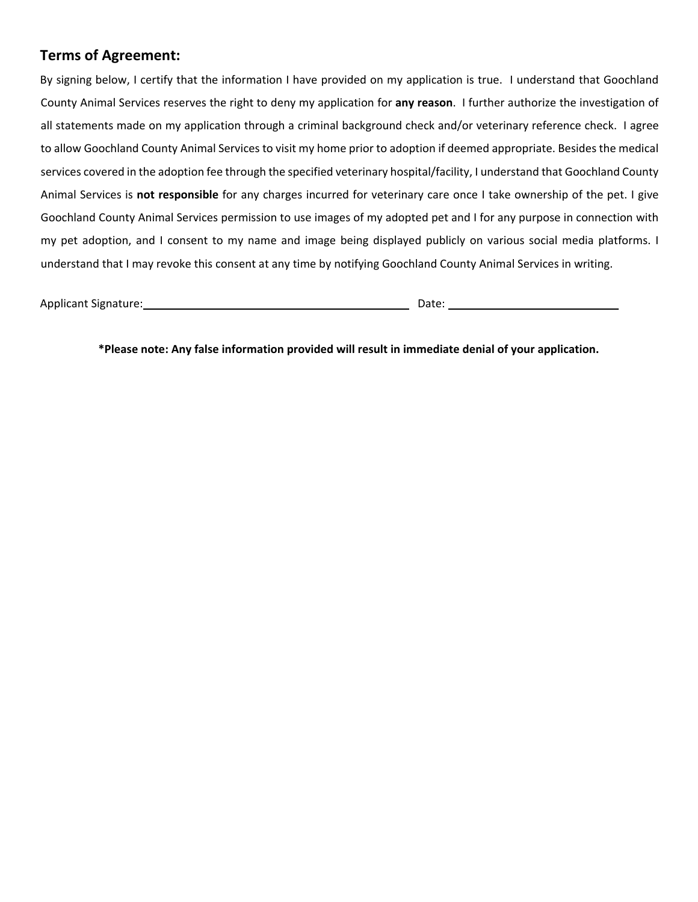## Terms of Agreement:

By signing below, I certify that the information I have provided on my application is true. I understand that Goochland County Animal Services reserves the right to deny my application for **any reason**. I further authorize the investigation of all statements made on my application through a criminal background check and/or veterinary reference check. I agree to allow Goochland County Animal Services to visit my home prior to adoption if deemed appropriate. Besides the medical services covered in the adoption fee through the specified veterinary hospital/facility, I understand that Goochland County Animal Services is **not responsible** for any charges incurred for veterinary care once I take ownership of the pet. I give Goochland County Animal Services permission to use images of my adopted pet and I for any purpose in connection with my pet adoption, and I consent to my name and image being displayed publicly on various social media platforms. I understand that I may revoke this consent at any time by notifying Goochland County Animal Services in writing.

Applicant Signature:\_\_\_\_\_\_\_\_\_\_\_\_\_\_\_\_\_\_\_\_\_\_\_\_\_\_\_\_\_\_\_\_\_\_\_\_ Date: \_\_\_\_\_\_\_\_\_\_\_\_\_\_\_\_\_\_\_\_\_\_\_

**\*Please note: Any false information provided will result in immediate denial of your application.**